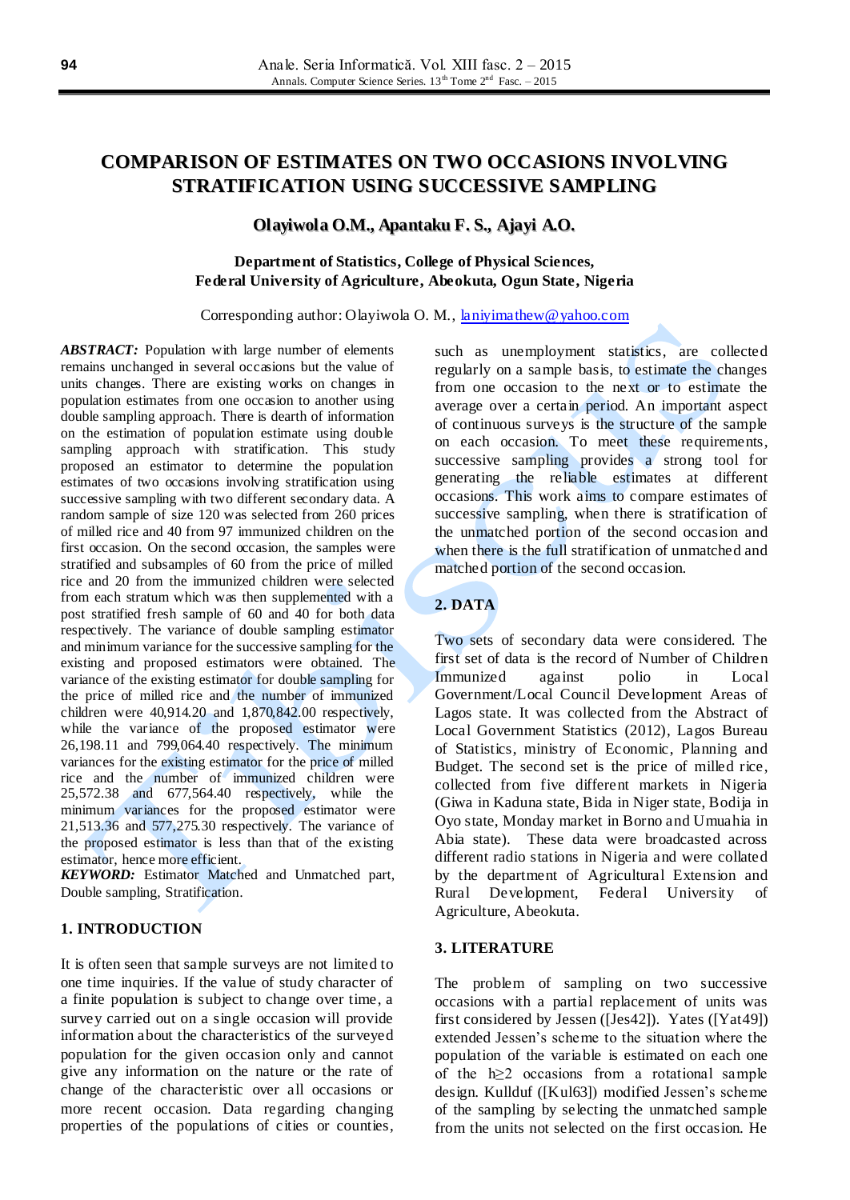# COMPARISON OF ESTIMATES ON TWO OCCASIONS INVOLVING STRATIFICATION USING SUCCESSIVE SAMPLING

**Olayiwola O.M., Apantaku F. S., Ajayi A.O.**

**Department of Statistics, College of Physical Sciences, Federal University of Agriculture, Abeokuta, Ogun State, Nigeria**

Corresponding author: Olayiwola O. M., laniyimathew@yahoo.com

***ABSTRACT:*** Population with large number of elements remains unchanged in several occasions but the value of units changes. There are existing works on changes in population estimates from one occasion to another using double sampling approach. There is dearth of information on the estimation of population estimate using double sampling approach with stratification. This study proposed an estimator to determine the population estimates of two occasions involving stratification using successive sampling with two different secondary data. A random sample of size 120 was selected from 260 prices of milled rice and 40 from 97 immunized children on the first occasion. On the second occasion, the samples were stratified and subsamples of 60 from the price of milled rice and 20 from the immunized children were selected from each stratum which was then supplemented with a post stratified fresh sample of 60 and 40 for both data respectively. The variance of double sampling estimator and minimum variance for the successive sampling for the existing and proposed estimators were obtained. The variance of the existing estimator for double sampling for the price of milled rice and the number of immunized children were 40,914.20 and 1,870,842.00 respectively, while the variance of the proposed estimator were 26,198.11 and 799,064.40 respectively. The minimum variances for the existing estimator for the price of milled rice and the number of immunized children were 25,572.38 and 677,564.40 respectively, while the minimum variances for the proposed estimator were 21,513.36 and 577,275.30 respectively. The variance of the proposed estimator is less than that of the existing estimator, hence more efficient.

***KEYWORD:*** Estimator Matched and Unmatched part, Double sampling, Stratification.

## 1. INTRODUCTION

It is often seen that sample surveys are not limited to one time inquiries. If the value of study character of a finite population is subject to change over time, a survey carried out on a single occasion will provide information about the characteristics of the surveyed population for the given occasion only and cannot give any information on the nature or the rate of change of the characteristic over all occasions or more recent occasion. Data regarding changing properties of the populations of cities or counties, such as unemployment statistics, are collected regularly on a sample basis, to estimate the changes from one occasion to the next or to estimate the average over a certain period. An important aspect of continuous surveys is the structure of the sample on each occasion. To meet these requirements, successive sampling provides a strong tool for generating the reliable estimates at different occasions. This work aims to compare estimates of successive sampling, when there is stratification of the unmatched portion of the second occasion and when there is the full stratification of unmatched and matched portion of the second occasion.

## 2. DATA

Two sets of secondary data were considered. The first set of data is the record of Number of Children Immunized against polio in Local Government/Local Council Development Areas of Lagos state. It was collected from the Abstract of Local Government Statistics (2012), Lagos Bureau of Statistics, ministry of Economic, Planning and Budget. The second set is the price of milled rice, collected from five different markets in Nigeria (Giwa in Kaduna state, Bida in Niger state, Bodija in Oyo state, Monday market in Borno and Umuahia in Abia state). These data were broadcasted across different radio stations in Nigeria and were collated by the department of Agricultural Extension and Rural Development, Federal University of Agriculture, Abeokuta.

## 3. LITERATURE

The problem of sampling on two successive occasions with a partial replacement of units was first considered by Jessen ([Jes42]). Yates ([Yat49]) extended Jessen's scheme to the situation where the population of the variable is estimated on each one of the $h \geq 2$ occasions from a rotational sample design. Kulldruf ([Kul63]) modified Jessen's scheme of the sampling by selecting the unmatched sample from the units not selected on the first occasion. He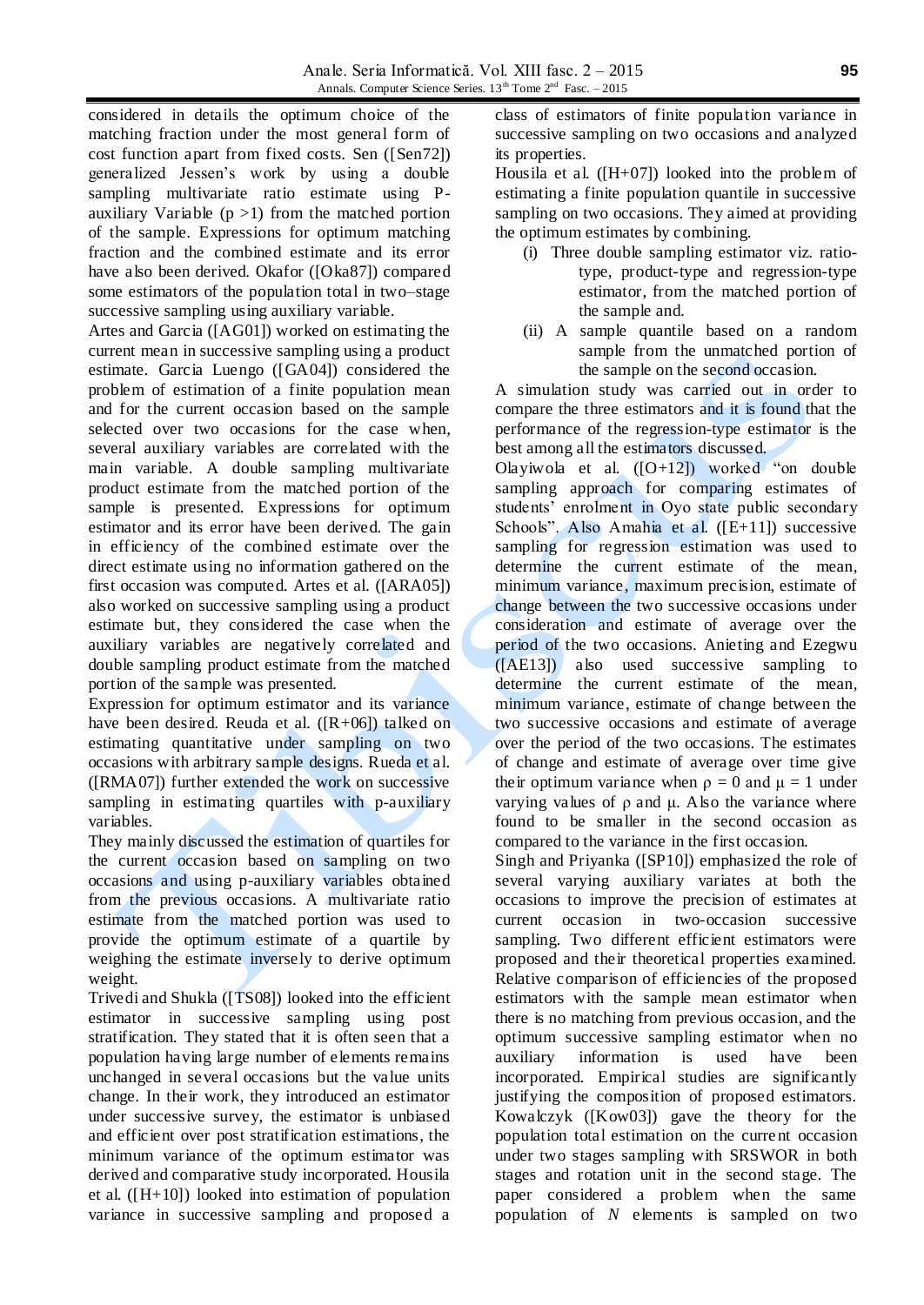considered in details the optimum choice of the matching fraction under the most general form of cost function apart from fixed costs. Sen ([Sen72]) generalized Jessen's work by using a double sampling multivariate ratio estimate using P-auxiliary Variable (p >1) from the matched portion of the sample. Expressions for optimum matching fraction and the combined estimate and its error have also been derived. Okafor ([Oka87]) compared some estimators of the population total in two–stage successive sampling using auxiliary variable.

Artes and Garcia ([AG01]) worked on estimating the current mean in successive sampling using a product estimate. Garcia Luengo ([GA04]) considered the problem of estimation of a finite population mean and for the current occasion based on the sample selected over two occasions for the case when, several auxiliary variables are correlated with the main variable. A double sampling multivariate product estimate from the matched portion of the sample is presented. Expressions for optimum estimator and its error have been derived. The gain in efficiency of the combined estimate over the direct estimate using no information gathered on the first occasion was computed. Artes et al. ([ARA05]) also worked on successive sampling using a product estimate but, they considered the case when the auxiliary variables are negatively correlated and double sampling product estimate from the matched portion of the sample was presented.

Expression for optimum estimator and its variance have been desired. Reuda et al. ([R+06]) talked on estimating quantitative under sampling on two occasions with arbitrary sample designs. Rueda et al. ([RMA07]) further extended the work on successive sampling in estimating quartiles with p-auxiliary variables.

They mainly discussed the estimation of quartiles for the current occasion based on sampling on two occasions and using p-auxiliary variables obtained from the previous occasions. A multivariate ratio estimate from the matched portion was used to provide the optimum estimate of a quartile by weighing the estimate inversely to derive optimum weight.

Trivedi and Shukla ([TS08]) looked into the efficient estimator in successive sampling using post stratification. They stated that it is often seen that a population having large number of elements remains unchanged in several occasions but the value units change. In their work, they introduced an estimator under successive survey, the estimator is unbiased and efficient over post stratification estimations, the minimum variance of the optimum estimator was derived and comparative study incorporated. Housila et al. ([H+10]) looked into estimation of population variance in successive sampling and proposed a class of estimators of finite population variance in successive sampling on two occasions and analyzed its properties.

Housila et al. ([H+07]) looked into the problem of estimating a finite population quantile in successive sampling on two occasions. They aimed at providing the optimum estimates by combining.

(i) Three double sampling estimator viz. ratio-type, product-type and regression-type estimator, from the matched portion of the sample and.

(ii) A sample quantile based on a random sample from the unmatched portion of the sample on the second occasion.

A simulation study was carried out in order to compare the three estimators and it is found that the performance of the regression-type estimator is the best among all the estimators discussed.

Olayiwola et al. ([O+12]) worked "on double sampling approach for comparing estimates of students' enrolment in Oyo state public secondary Schools". Also Amahia et al. ([E+11]) successive sampling for regression estimation was used to determine the current estimate of the mean, minimum variance, maximum precision, estimate of change between the two successive occasions under consideration and estimate of average over the period of the two occasions. Anieting and Ezegwu ([AE13]) also used successive sampling to determine the current estimate of the mean, minimum variance, estimate of change between the two successive occasions and estimate of average over the period of the two occasions. The estimates of change and estimate of average over time give their optimum variance when $\rho = 0$ and $\mu = 1$ under varying values of $\rho$ and $\mu$. Also the variance where found to be smaller in the second occasion as compared to the variance in the first occasion.

Singh and Priyanka ([SP10]) emphasized the role of several varying auxiliary variates at both the occasions to improve the precision of estimates at current occasion in two-occasion successive sampling. Two different efficient estimators were proposed and their theoretical properties examined. Relative comparison of efficiencies of the proposed estimators with the sample mean estimator when there is no matching from previous occasion, and the optimum successive sampling estimator when no auxiliary information is used have been incorporated. Empirical studies are significantly justifying the composition of proposed estimators. Kowalczyk ([Kow03]) gave the theory for the population total estimation on the current occasion under two stages sampling with SRSWOR in both stages and rotation unit in the second stage. The paper considered a problem when the same population of $N$ elements is sampled on two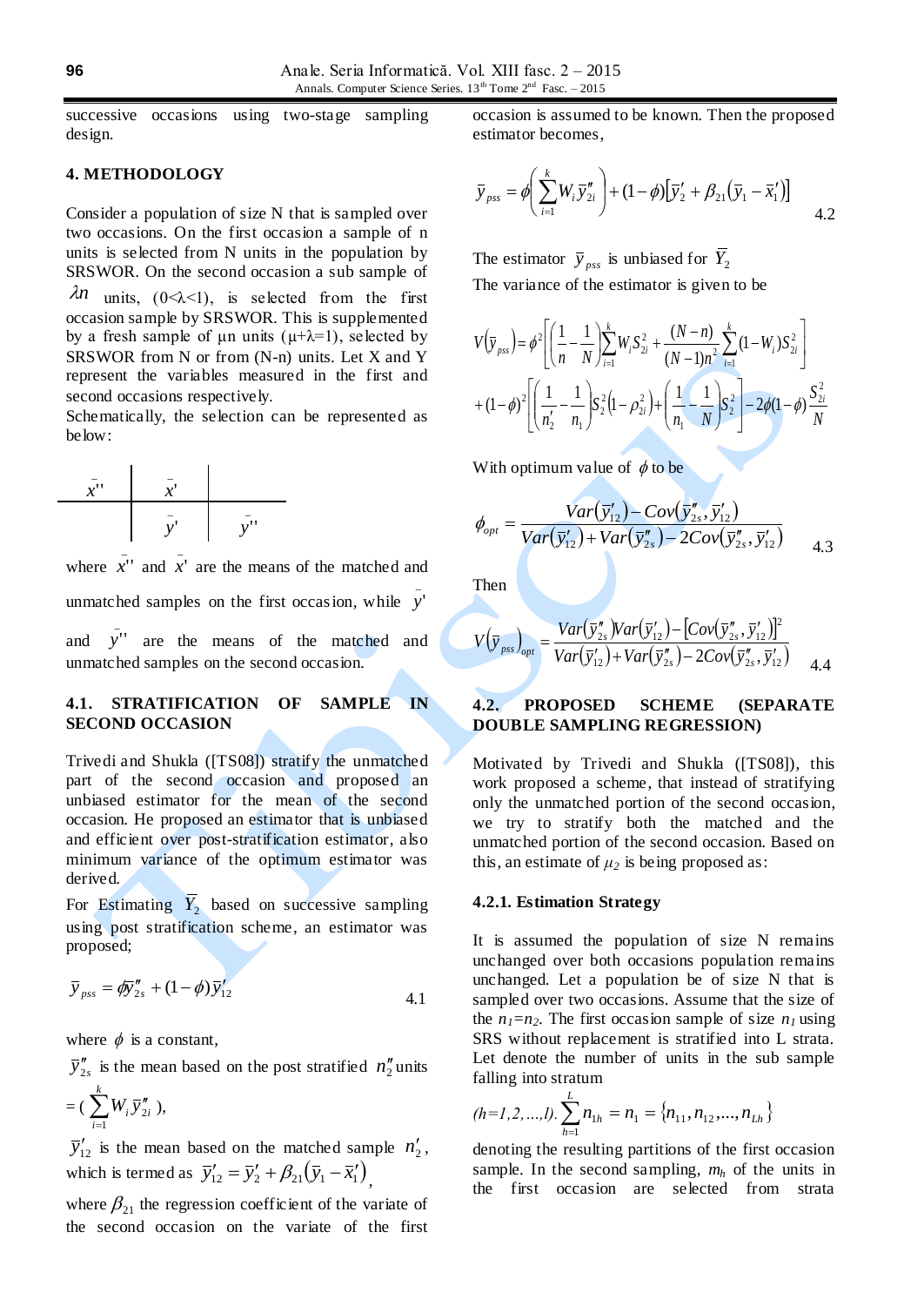successive occasions using two-stage sampling design.

## 4. METHODOLOGY

Consider a population of size N that is sampled over two occasions. On the first occasion a sample of n units is selected from N units in the population by SRSWOR. On the second occasion a sub sample of $\lambda n$ units, (0<λ<1), is selected from the first occasion sample by SRSWOR. This is supplemented by a fresh sample of μn units (μ+λ=1), selected by SRSWOR from N or from (N-n) units. Let X and Y represent the variables measured in the first and second occasions respectively.

Schematically, the selection can be represented as below:

| $\bar{x}''$ | $\bar{x}'$ | |
|---|---|---|
| | $\bar{y}'$ | $\bar{y}''$ |

where $\bar{x}''$ and $\bar{x}'$ are the means of the matched and unmatched samples on the first occasion, while $\bar{y}'$ and $\bar{y}''$ are the means of the matched and unmatched samples on the second occasion.

### 4.1. STRATIFICATION OF SAMPLE IN SECOND OCCASION

Trivedi and Shukla ([TS08]) stratify the unmatched part of the second occasion and proposed an unbiased estimator for the mean of the second occasion. He proposed an estimator that is unbiased and efficient over post-stratification estimator, also minimum variance of the optimum estimator was derived.

For Estimating $\bar{Y}_2$ based on successive sampling using post stratification scheme, an estimator was proposed;

$$\bar{y}_{pss} = \phi\bar{y}''_{2s} + (1-\phi)\bar{y}'_{12} \tag{4.1}$$

where $\phi$ is a constant,

$\bar{y}''_{2s}$ is the mean based on the post stratified $n''_2$ units $= (\sum_{i=1}^{k} W_i \bar{y}''_{2i})$,

$\bar{y}'_{12}$ is the mean based on the matched sample $n'_2$, which is termed as $\bar{y}'_{12} = \bar{y}'_2 + \beta_{21}(\bar{y}_1 - \bar{x}'_1)$,

where $\beta_{21}$ the regression coefficient of the variate of the second occasion on the variate of the first occasion is assumed to be known. Then the proposed estimator becomes,

$$\bar{y}_{pss} = \phi\left(\sum_{i=1}^{k} W_i \bar{y}''_{2i}\right) + (1-\phi)\left[\bar{y}'_2 + \beta_{21}(\bar{y}_1 - \bar{x}'_1)\right] \tag{4.2}$$

The estimator $\bar{y}_{pss}$ is unbiased for $\bar{Y}_2$

The variance of the estimator is given to be

$$V(\bar{y}_{pss}) = \phi^2\left[\left(\frac{1}{n} - \frac{1}{N}\right)\sum_{i=1}^{k} W_i S_{2i}^2 + \frac{(N-n)}{(N-1)n^2}\sum_{i=1}^{k}(1-W_i)S_{2i}^2\right] + (1-\phi)^2\left[\left(\frac{1}{n'_2} - \frac{1}{n_1}\right)S_2^2(1-\rho_{2i}^2) + \left(\frac{1}{n_1} - \frac{1}{N}\right)S_2^2\right] - 2\phi(1-\phi)\frac{S_{2i}^2}{N}$$

With optimum value of $\phi$ to be

$$\phi_{opt} = \frac{Var(\bar{y}'_{12}) - Cov(\bar{y}''_{2s}, \bar{y}'_{12})}{Var(\bar{y}'_{12}) + Var(\bar{y}''_{2s}) - 2Cov(\bar{y}''_{2s}, \bar{y}'_{12})} \tag{4.3}$$

Then

$$V(\bar{y}_{pss})_{opt} = \frac{Var(\bar{y}''_{2s})Var(\bar{y}'_{12}) - [Cov(\bar{y}''_{2s}, \bar{y}'_{12})]^2}{Var(\bar{y}'_{12}) + Var(\bar{y}''_{2s}) - 2Cov(\bar{y}''_{2s}, \bar{y}'_{12})} \tag{4.4}$$

### 4.2. PROPOSED SCHEME (SEPARATE DOUBLE SAMPLING REGRESSION)

Motivated by Trivedi and Shukla ([TS08]), this work proposed a scheme, that instead of stratifying only the unmatched portion of the second occasion, we try to stratify both the matched and the unmatched portion of the second occasion. Based on this, an estimate of $\mu_2$ is being proposed as:

#### 4.2.1. Estimation Strategy

It is assumed the population of size N remains unchanged over both occasions population remains unchanged. Let a population be of size N that is sampled over two occasions. Assume that the size of the $n_1=n_2$. The first occasion sample of size $n_1$ using SRS without replacement is stratified into L strata. Let denote the number of units in the sub sample falling into stratum

$(h=1,2,...,l)$. $\sum_{h=1}^{L} n_{1h} = n_1 = \{n_{11}, n_{12}, ..., n_{Lh}\}$

denoting the resulting partitions of the first occasion sample. In the second sampling, $m_h$ of the units in the first occasion are selected from strata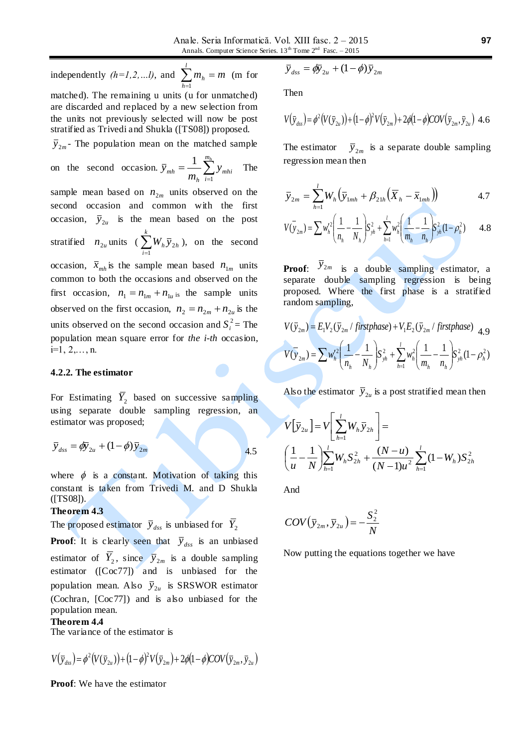independently *(h=1,2,...l)*, and $\sum_{h=1}^{l} m_h = m$ (m for matched). The remaining u units (u for unmatched) are discarded and replaced by a new selection from the units not previously selected will now be post stratified as Trivedi and Shukla ([TS08]) proposed.

$\bar{y}_{2m}$ - The population mean on the matched sample on the second occasion. $\bar{y}_{mh} = \frac{1}{m_h}\sum_{i=1}^{m_h} y_{mhi}$ The sample mean based on $n_{2m}$ units observed on the second occasion and common with the first occasion, $\bar{y}_{2u}$ is the mean based on the post stratified $n_{2u}$ units ($\sum_{i=1}^{k} W_h \bar{y}_{2h}$), on the second occasion, $\bar{x}_{mh}$ is the sample mean based $n_{1m}$ units common to both the occasions and observed on the first occasion, $n_1 = n_{1m} + n_{1u}$ is the sample units observed on the first occasion, $n_2 = n_{2m} + n_{2u}$ is the units observed on the second occasion and $S_i^2$ = The population mean square error for *the i-th* occasion, i=1, 2,…, n.

### 4.2.2. The estimator

For Estimating $\bar{Y}_2$ based on successive sampling using separate double sampling regression, an estimator was proposed;

$$\bar{y}_{dss} = \phi \bar{y}_{2u} + (1-\phi)\bar{y}_{2m} \qquad 4.5$$

where $\phi$ is a constant. Motivation of taking this constant is taken from Trivedi M. and D Shukla ([TS08]).

**Theorem 4.3**

The proposed estimator $\bar{y}_{dss}$ is unbiased for $\bar{Y}_2$

**Proof**: It is clearly seen that $\bar{y}_{dss}$ is an unbiased estimator of $\bar{Y}_2$, since $\bar{y}_{2m}$ is a double sampling estimator ([Coc77]) and is unbiased for the population mean. Also $\bar{y}_{2u}$ is SRSWOR estimator (Cochran, [Coc77]) and is also unbiased for the population mean.

**Theorem 4.4**

The variance of the estimator is

$$V(\bar{y}_{dss}) = \phi^2 (V(\bar{y}_{2u})) + (1-\phi)^2 V(\bar{y}_{2m}) + 2\phi(1-\phi) COV(\bar{y}_{2m}, \bar{y}_{2u})$$

**Proof**: We have the estimator

$$\bar{y}_{dss} = \phi \bar{y}_{2u} + (1-\phi)\bar{y}_{2m}$$

Then

$$V(\bar{y}_{dss}) = \phi^2 (V(\bar{y}_{2u})) + (1-\phi)^2 V(\bar{y}_{2m}) + 2\phi(1-\phi) COV(\bar{y}_{2m}, \bar{y}_{2u}) \quad 4.6$$

The estimator $\bar{y}_{2m}$ is a separate double sampling regression mean then

$$\bar{y}_{2m} = \sum_{h=1}^{l} W_h \left(\bar{y}_{1mh} + \beta_{21h}\left(\bar{X}_h - \bar{x}_{1mh}\right)\right) \qquad 4.7$$

$$V(\bar{y}_{2m}) = \sum w_h'^2 \left(\frac{1}{n_h} - \frac{1}{N_h}\right) S_{yh}^2 + \sum_{h=1}^{l} w_h^2 \left(\frac{1}{m_h} - \frac{1}{n_h}\right) S_{yh}^2 (1-\rho_h^2) \qquad 4.8$$

**Proof**: $\bar{y}_{2m}$ is a double sampling estimator, a separate double sampling regression is being proposed. Where the first phase is a stratified random sampling,

$$V(\bar{y}_{2m}) = E_1 V_2(\bar{y}_{2m} / firstphase) + V_1 E_2(\bar{y}_{2m} / firstphase) \qquad 4.9$$

$$V(\bar{y}_{2m}) = \sum w_h'^2 \left(\frac{1}{n_h} - \frac{1}{N_h}\right) S_{yh}^2 + \sum_{h=1}^{l} w_h^2 \left(\frac{1}{m_h} - \frac{1}{n_h}\right) S_{yh}^2 (1-\rho_h^2)$$

Also the estimator $\bar{y}_{2u}$ is a post stratified mean then

$$V[\bar{y}_{2u}] = V\left[\sum_{h=1}^{l} W_h \bar{y}_{2h}\right] = \left(\frac{1}{u} - \frac{1}{N}\right)\sum_{h=1}^{l} W_h S_{2h}^2 + \frac{(N-u)}{(N-1)u^2}\sum_{h=1}^{l}(1-W_h)S_{2h}^2$$

And

$$COV(\bar{y}_{2m}, \bar{y}_{2u}) = -\frac{S_2^2}{N}$$

Now putting the equations together we have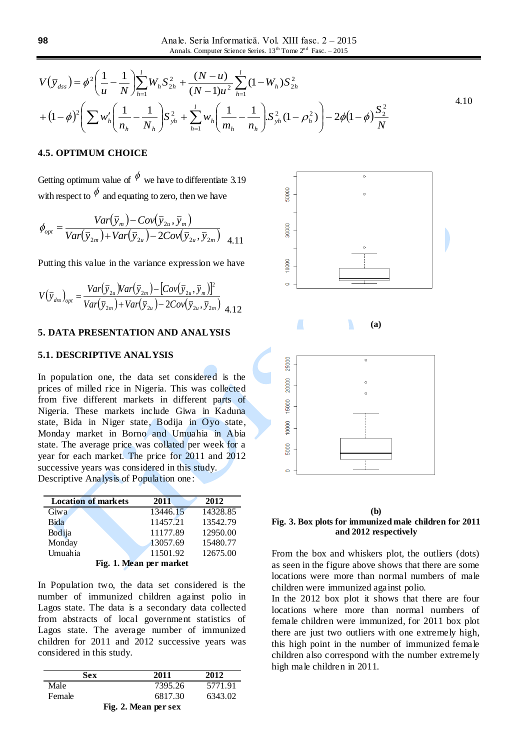$$V(\bar{y}_{dss}) = \phi^2\left(\frac{1}{u} - \frac{1}{N}\right)\sum_{h=1}^{l} W_h S_{2h}^2 + \frac{(N-u)}{(N-1)u^2}\sum_{h=1}^{l}(1-W_h)S_{2h}^2$$

$$+ (1-\phi)^2\left(\sum w_h'\left(\frac{1}{n_h} - \frac{1}{N_h}\right)S_{yh}^2 + \sum_{h=1}^{l} w_h\left(\frac{1}{m_h} - \frac{1}{n_h}\right).S_{yh}^2(1-\rho_h^2)\right) - 2\phi(1-\phi)\frac{S_2^2}{N} \quad 4.10$$

### 4.5. OPTIMUM CHOICE

Getting optimum value of $\phi$ we have to differentiate 3.19 with respect to $\phi$ and equating to zero, then we have

$$\phi_{opt} = \frac{Var(\bar{y}_m) - Cov(\bar{y}_{2u}, \bar{y}_m)}{Var(\bar{y}_{2m}) + Var(\bar{y}_{2u}) - 2Cov(\bar{y}_{2u}, \bar{y}_{2m})} \quad 4.11$$

Putting this value in the variance expression we have

$$V(\bar{y}_{dss})_{opt} = \frac{Var(\bar{y}_{2u})Var(\bar{y}_{2m}) - [Cov(\bar{y}_{2u}, \bar{y}_m)]^2}{Var(\bar{y}_{2m}) + Var(\bar{y}_{2u}) - 2Cov(\bar{y}_{2u}, \bar{y}_{2m})} \quad 4.12$$

## 5. DATA PRESENTATION AND ANALYSIS

### 5.1. DESCRIPTIVE ANALYSIS

In population one, the data set considered is the prices of milled rice in Nigeria. This was collected from five different markets in different parts of Nigeria. These markets include Giwa in Kaduna state, Bida in Niger state, Bodija in Oyo state, Monday market in Borno and Umuahia in Abia state. The average price was collated per week for a year for each market. The price for 2011 and 2012 successive years was considered in this study.
Descriptive Analysis of Population one:

| Location of markets | 2011 | 2012 |
|---|---|---|
| Giwa | 13446.15 | 14328.85 |
| Bida | 11457.21 | 13542.79 |
| Bodija | 11177.89 | 12950.00 |
| Monday | 13057.69 | 15480.77 |
| Umuahia | 11501.92 | 12675.00 |

**Fig. 1. Mean per market**

In Population two, the data set considered is the number of immunized children against polio in Lagos state. The data is a secondary data collected from abstracts of local government statistics of Lagos state. The average number of immunized children for 2011 and 2012 successive years was considered in this study.

| Sex | 2011 | 2012 |
|---|---|---|
| Male | 7395.26 | 5771.91 |
| Female | 6817.30 | 6343.02 |

**Fig. 2. Mean per sex**

(a)

(b)

**Fig. 3. Box plots for immunized male children for 2011 and 2012 respectively**

From the box and whiskers plot, the outliers (dots) as seen in the figure above shows that there are some locations were more than normal numbers of male children were immunized against polio.
In the 2012 box plot it shows that there are four locations where more than normal numbers of female children were immunized, for 2011 box plot there are just two outliers with one extremely high, this high point in the number of immunized female children also correspond with the number extremely high male children in 2011.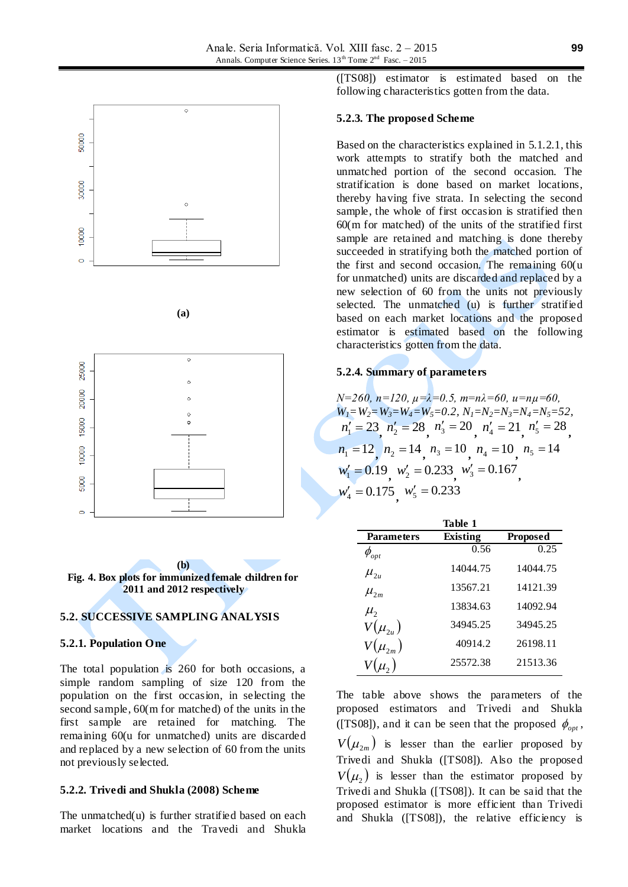(a)

(b)

**Fig. 4. Box plots for immunized female children for 2011 and 2012 respectively**

## 5.2. SUCCESSIVE SAMPLING ANALYSIS

### 5.2.1. Population One

The total population is 260 for both occasions, a simple random sampling of size 120 from the population on the first occasion, in selecting the second sample, 60(m for matched) of the units in the first sample are retained for matching. The remaining 60(u for unmatched) units are discarded and replaced by a new selection of 60 from the units not previously selected.

### 5.2.2. Trivedi and Shukla (2008) Scheme

The unmatched(u) is further stratified based on each market locations and the Travedi and Shukla ([TS08]) estimator is estimated based on the following characteristics gotten from the data.

### 5.2.3. The proposed Scheme

Based on the characteristics explained in 5.1.2.1, this work attempts to stratify both the matched and unmatched portion of the second occasion. The stratification is done based on market locations, thereby having five strata. In selecting the second sample, the whole of first occasion is stratified then 60(m for matched) of the units of the stratified first sample are retained and matching is done thereby succeeded in stratifying both the matched portion of the first and second occasion. The remaining 60(u for unmatched) units are discarded and replaced by a new selection of 60 from the units not previously selected. The unmatched (u) is further stratified based on each market locations and the proposed estimator is estimated based on the following characteristics gotten from the data.

### 5.2.4. Summary of parameters

$N=260$, $n=120$, $\mu=\lambda=0.5$, $m=n\lambda=60$, $u=n\mu=60$,
$W_1=W_2=W_3=W_4=W_5=0.2$, $N_1=N_2=N_3=N_4=N_5=52$,
$n'_1=23$, $n'_2=28$, $n'_3=20$, $n'_4=21$, $n'_5=28$,
$n_1=12$, $n_2=14$, $n_3=10$, $n_4=10$, $n_5=14$
$w'_1=0.19$, $w'_2=0.233$, $w'_3=0.167$,
$w'_4=0.175$, $w'_5=0.233$

**Table 1**

| Parameters | Existing | Proposed |
|---|---|---|
| $\phi_{opt}$ | 0.56 | 0.25 |
| $\mu_{2u}$ | 14044.75 | 14044.75 |
| $\mu_{2m}$ | 13567.21 | 14121.39 |
| $\mu_2$ | 13834.63 | 14092.94 |
| $V(\mu_{2u})$ | 34945.25 | 34945.25 |
| $V(\mu_{2m})$ | 40914.2 | 26198.11 |
| $V(\mu_2)$ | 25572.38 | 21513.36 |

The table above shows the parameters of the proposed estimators and Trivedi and Shukla ([TS08]), and it can be seen that the proposed $\phi_{opt}$, $V(\mu_{2m})$ is lesser than the earlier proposed by Trivedi and Shukla ([TS08]). Also the proposed $V(\mu_2)$ is lesser than the estimator proposed by Trivedi and Shukla ([TS08]). It can be said that the proposed estimator is more efficient than Trivedi and Shukla ([TS08]), the relative efficiency is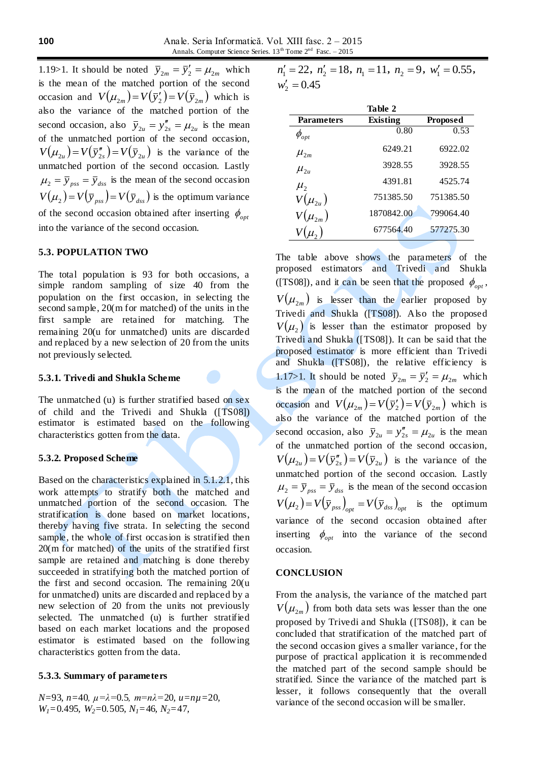1.19>1. It should be noted $\bar{y}_{2m} = \bar{y}_2' = \mu_{2m}$ which is the mean of the matched portion of the second occasion and $V(\mu_{2m}) = V(\bar{y}_2') = V(\bar{y}_{2m})$ which is also the variance of the matched portion of the second occasion, also $\bar{y}_{2u} = y_{2s}'' = \mu_{2u}$ is the mean of the unmatched portion of the second occasion, $V(\mu_{2u}) = V(\bar{y}_{2s}'') = V(\bar{y}_{2u})$ is the variance of the unmatched portion of the second occasion. Lastly $\mu_2 = \bar{y}_{pss} = \bar{y}_{dss}$ is the mean of the second occasion $V(\mu_2) = V(\bar{y}_{pss}) = V(\bar{y}_{dss})$ is the optimum variance of the second occasion obtained after inserting $\phi_{opt}$ into the variance of the second occasion.

### 5.3. POPULATION TWO

The total population is 93 for both occasions, a simple random sampling of size 40 from the population on the first occasion, in selecting the second sample, 20(m for matched) of the units in the first sample are retained for matching. The remaining 20(u for unmatched) units are discarded and replaced by a new selection of 20 from the units not previously selected.

#### 5.3.1. Trivedi and Shukla Scheme

The unmatched (u) is further stratified based on sex of child and the Trivedi and Shukla ([TS08]) estimator is estimated based on the following characteristics gotten from the data.

#### 5.3.2. Proposed Scheme

Based on the characteristics explained in 5.1.2.1, this work attempts to stratify both the matched and unmatched portion of the second occasion. The stratification is done based on market locations, thereby having five strata. In selecting the second sample, the whole of first occasion is stratified then 20(m for matched) of the units of the stratified first sample are retained and matching is done thereby succeeded in stratifying both the matched portion of the first and second occasion. The remaining 20(u for unmatched) units are discarded and replaced by a new selection of 20 from the units not previously selected. The unmatched (u) is further stratified based on each market locations and the proposed estimator is estimated based on the following characteristics gotten from the data.

#### 5.3.3. Summary of parameters

$N$=93, $n$=40, $\mu=\lambda$=0.5, $m=n\lambda$=20, $u=n\mu$=20, $W_1$=0.495, $W_2$=0.505, $N_1$=46, $N_2$=47, $n_1' = 22$, $n_2' = 18$, $n_1 = 11$, $n_2 = 9$, $w_1' = 0.55$, $w_2' = 0.45$

**Table 2**

| Parameters | Existing | Proposed |
|---|---|---|
| $\phi_{opt}$ | 0.80 | 0.53 |
| $\mu_{2m}$ | 6249.21 | 6922.02 |
| $\mu_{2u}$ | 3928.55 | 3928.55 |
| $\mu_2$ | 4391.81 | 4525.74 |
| $V(\mu_{2u})$ | 751385.50 | 751385.50 |
| $V(\mu_{2m})$ | 1870842.00 | 799064.40 |
| $V(\mu_2)$ | 677564.40 | 577275.30 |

The table above shows the parameters of the proposed estimators and Trivedi and Shukla ([TS08]), and it can be seen that the proposed $\phi_{opt}$, $V(\mu_{2m})$ is lesser than the earlier proposed by Trivedi and Shukla ([TS08]). Also the proposed $V(\mu_2)$ is lesser than the estimator proposed by Trivedi and Shukla ([TS08]). It can be said that the proposed estimator is more efficient than Trivedi and Shukla ([TS08]), the relative efficiency is 1.17>1. It should be noted $\bar{y}_{2m} = \bar{y}_2' = \mu_{2m}$ which is the mean of the matched portion of the second occasion and $V(\mu_{2m}) = V(\bar{y}_2') = V(\bar{y}_{2m})$ which is also the variance of the matched portion of the second occasion, also $\bar{y}_{2u} = y_{2s}'' = \mu_{2u}$ is the mean of the unmatched portion of the second occasion, $V(\mu_{2u}) = V(\bar{y}_{2s}'') = V(\bar{y}_{2u})$ is the variance of the unmatched portion of the second occasion. Lastly $\mu_2 = \bar{y}_{pss} = \bar{y}_{dss}$ is the mean of the second occasion $V(\mu_2) = V(\bar{y}_{pss})_{opt} = V(\bar{y}_{dss})_{opt}$ is the optimum variance of the second occasion obtained after inserting $\phi_{opt}$ into the variance of the second occasion.

## CONCLUSION

From the analysis, the variance of the matched part $V(\mu_{2m})$ from both data sets was lesser than the one proposed by Trivedi and Shukla ([TS08]), it can be concluded that stratification of the matched part of the second occasion gives a smaller variance, for the purpose of practical application it is recommended the matched part of the second sample should be stratified. Since the variance of the matched part is lesser, it follows consequently that the overall variance of the second occasion will be smaller.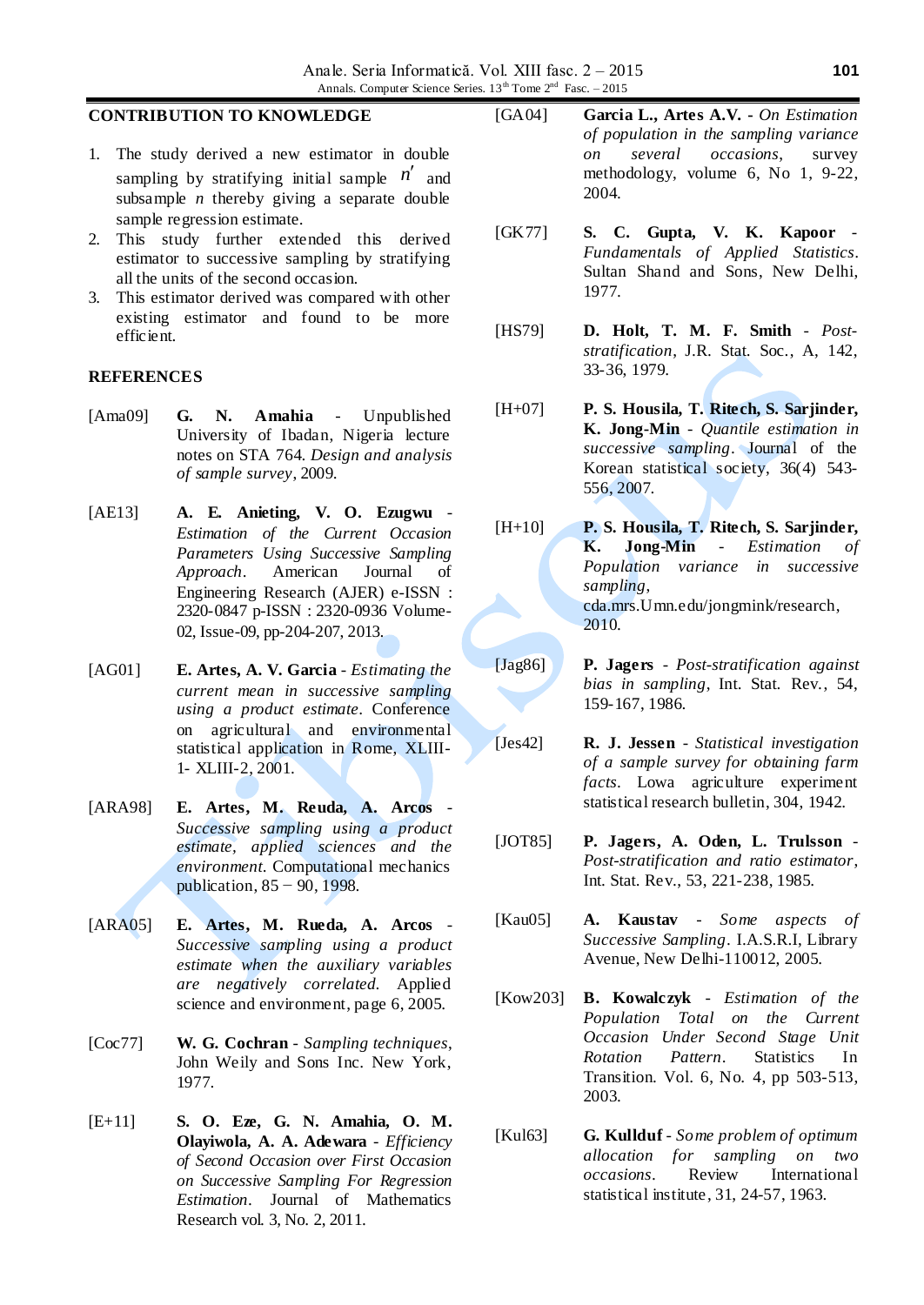## CONTRIBUTION TO KNOWLEDGE

1. The study derived a new estimator in double sampling by stratifying initial sample $n'$ and subsample $n$ thereby giving a separate double sample regression estimate.
2. This study further extended this derived estimator to successive sampling by stratifying all the units of the second occasion.
3. This estimator derived was compared with other existing estimator and found to be more efficient.

## REFERENCES

[Ama09] **G. N. Amahia** - Unpublished University of Ibadan, Nigeria lecture notes on STA 764. *Design and analysis of sample survey*, 2009.

[AE13] **A. E. Anieting, V. O. Ezugwu** - *Estimation of the Current Occasion Parameters Using Successive Sampling Approach*. American Journal of Engineering Research (AJER) e-ISSN : 2320-0847 p-ISSN : 2320-0936 Volume-02, Issue-09, pp-204-207, 2013.

[AG01] **E. Artes, A. V. Garcia** - *Estimating the current mean in successive sampling using a product estimate*. Conference on agricultural and environmental statistical application in Rome, XLIII-1- XLIII-2, 2001.

[ARA98] **E. Artes, M. Reuda, A. Arcos** - *Successive sampling using a product estimate, applied sciences and the environment*. Computational mechanics publication, 85 − 90, 1998.

[ARA05] **E. Artes, M. Rueda, A. Arcos** - *Successive sampling using a product estimate when the auxiliary variables are negatively correlated*. Applied science and environment, page 6, 2005.

[Coc77] **W. G. Cochran** - *Sampling techniques*, John Weily and Sons Inc. New York, 1977.

[E+11] **S. O. Eze, G. N. Amahia, O. M. Olayiwola, A. A. Adewara** - *Efficiency of Second Occasion over First Occasion on Successive Sampling For Regression Estimation*. Journal of Mathematics Research vol. 3, No. 2, 2011.

[GA04] **Garcia L., Artes A.V.** - *On Estimation of population in the sampling variance on several occasions*, survey methodology, volume 6, No 1, 9-22, 2004.

[GK77] **S. C. Gupta, V. K. Kapoor** - *Fundamentals of Applied Statistics*. Sultan Shand and Sons, New Delhi, 1977.

[HS79] **D. Holt, T. M. F. Smith** - *Post-stratification*, J.R. Stat. Soc., A, 142, 33-36, 1979.

[H+07] **P. S. Housila, T. Ritech, S. Sarjinder, K. Jong-Min** - *Quantile estimation in successive sampling*. Journal of the Korean statistical society, 36(4) 543-556, 2007.

[H+10] **P. S. Housila, T. Ritech, S. Sarjinder, K. Jong-Min** - *Estimation of Population variance in successive sampling*, cda.mrs.Umn.edu/jongmink/research, 2010.

[Jag86] **P. Jagers** - *Post-stratification against bias in sampling*, Int. Stat. Rev., 54, 159-167, 1986.

[Jes42] **R. J. Jessen** - *Statistical investigation of a sample survey for obtaining farm facts*. Lowa agriculture experiment statistical research bulletin, 304, 1942.

[JOT85] **P. Jagers, A. Oden, L. Trulsson** - *Post-stratification and ratio estimator*, Int. Stat. Rev., 53, 221-238, 1985.

[Kau05] **A. Kaustav** - *Some aspects of Successive Sampling*. I.A.S.R.I, Library Avenue, New Delhi-110012, 2005.

[Kow203] **B. Kowalczyk** - *Estimation of the Population Total on the Current Occasion Under Second Stage Unit Rotation Pattern*. Statistics In Transition. Vol. 6, No. 4, pp 503-513, 2003.

[Kul63] **G. Kullduf** - *Some problem of optimum allocation for sampling on two occasions*. Review International statistical institute, 31, 24-57, 1963.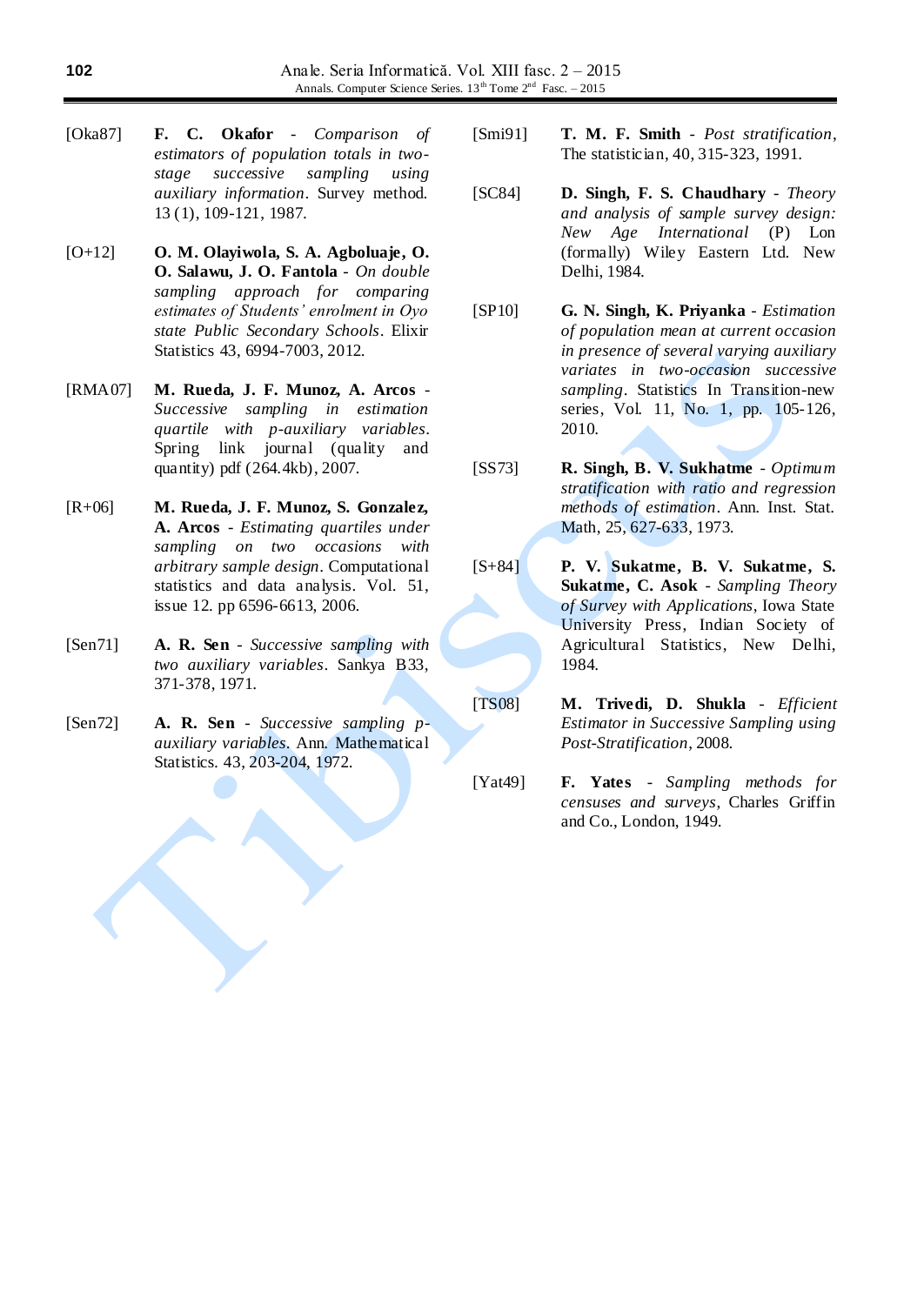[Oka87] **F. C. Okafor** - *Comparison of estimators of population totals in two-stage successive sampling using auxiliary information*. Survey method. 13 (1), 109-121, 1987.

[O+12] **O. M. Olayiwola, S. A. Agboluaje, O. O. Salawu, J. O. Fantola** - *On double sampling approach for comparing estimates of Students' enrolment in Oyo state Public Secondary Schools*. Elixir Statistics 43, 6994-7003, 2012.

[RMA07] **M. Rueda, J. F. Munoz, A. Arcos** - *Successive sampling in estimation quartile with p-auxiliary variables*. Spring link journal (quality and quantity) pdf (264.4kb), 2007.

[R+06] **M. Rueda, J. F. Munoz, S. Gonzalez, A. Arcos** - *Estimating quartiles under sampling on two occasions with arbitrary sample design*. Computational statistics and data analysis. Vol. 51, issue 12. pp 6596-6613, 2006.

[Sen71] **A. R. Sen** - *Successive sampling with two auxiliary variables*. Sankya B33, 371-378, 1971.

[Sen72] **A. R. Sen** - *Successive sampling p-auxiliary variables*. Ann. Mathematical Statistics. 43, 203-204, 1972.

[Smi91] **T. M. F. Smith** - *Post stratification*, The statistician, 40, 315-323, 1991.

[SC84] **D. Singh, F. S. Chaudhary** - *Theory and analysis of sample survey design: New Age International* (P) Lon (formally) Wiley Eastern Ltd. New Delhi, 1984.

[SP10] **G. N. Singh, K. Priyanka** - *Estimation of population mean at current occasion in presence of several varying auxiliary variates in two-occasion successive sampling*. Statistics In Transition-new series, Vol. 11, No. 1, pp. 105-126, 2010.

[SS73] **R. Singh, B. V. Sukhatme** - *Optimum stratification with ratio and regression methods of estimation*. Ann. Inst. Stat. Math, 25, 627-633, 1973.

[S+84] **P. V. Sukatme, B. V. Sukatme, S. Sukatme, C. Asok** - *Sampling Theory of Survey with Applications*, Iowa State University Press, Indian Society of Agricultural Statistics, New Delhi, 1984.

[TS08] **M. Trivedi, D. Shukla** - *Efficient Estimator in Successive Sampling using Post-Stratification*, 2008.

[Yat49] **F. Yates** - *Sampling methods for censuses and surveys*, Charles Griffin and Co., London, 1949.